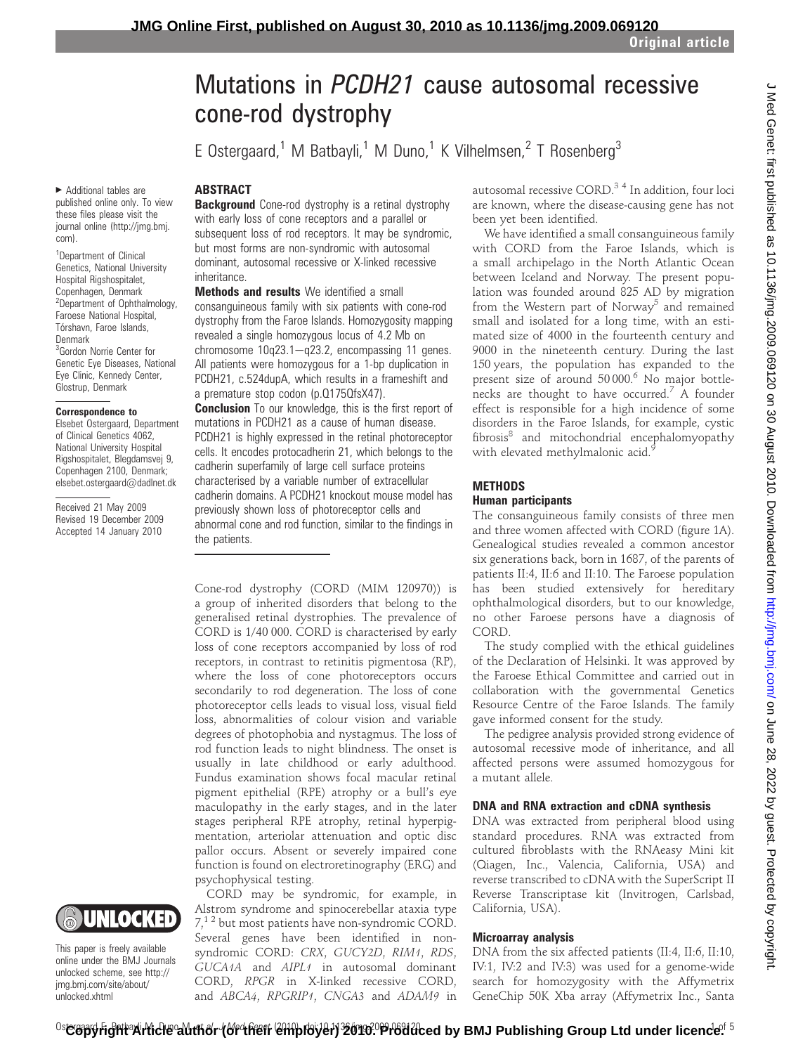# Mutations in *PCDH21* cause autosomal recessive cone-rod dystrophy

E Ostergaard,[1] M Batbayli,[1] M Duno,[1] K Vilhelmsen,[2] T Rosenberg[3]

▸ Additional tables are published online only. To view these files please visit the journal online (http://jmg.bmj.com).

[1]Department of Clinical Genetics, National University Hospital Rigshospitalet, Copenhagen, Denmark
[2]Department of Ophthalmology, Faroese National Hospital, Tórshavn, Faroe Islands, Denmark
[3]Gordon Norrie Center for Genetic Eye Diseases, National Eye Clinic, Kennedy Center, Glostrup, Denmark

**Correspondence to**
Elsebet Ostergaard, Department of Clinical Genetics 4062, National University Hospital Rigshospitalet, Blegdamsvej 9, Copenhagen 2100, Denmark; elsebet.ostergaard@dadlnet.dk

Received 21 May 2009
Revised 19 December 2009
Accepted 14 January 2010

This paper is freely available online under the BMJ Journals unlocked scheme, see http://jmg.bmj.com/site/about/unlocked.xhtml

## ABSTRACT

**Background** Cone-rod dystrophy is a retinal dystrophy with early loss of cone receptors and a parallel or subsequent loss of rod receptors. It may be syndromic, but most forms are non-syndromic with autosomal dominant, autosomal recessive or X-linked recessive inheritance.

**Methods and results** We identified a small consanguineous family with six patients with cone-rod dystrophy from the Faroe Islands. Homozygosity mapping revealed a single homozygous locus of 4.2 Mb on chromosome 10q23.1–q23.2, encompassing 11 genes. All patients were homozygous for a 1-bp duplication in PCDH21, c.524dupA, which results in a frameshift and a premature stop codon (p.Q175QfsX47).

**Conclusion** To our knowledge, this is the first report of mutations in PCDH21 as a cause of human disease. PCDH21 is highly expressed in the retinal photoreceptor cells. It encodes protocadherin 21, which belongs to the cadherin superfamily of large cell surface proteins characterised by a variable number of extracellular cadherin domains. A PCDH21 knockout mouse model has previously shown loss of photoreceptor cells and abnormal cone and rod function, similar to the findings in the patients.

Cone-rod dystrophy (CORD (MIM 120970)) is a group of inherited disorders that belong to the generalised retinal dystrophies. The prevalence of CORD is 1/40 000. CORD is characterised by early loss of cone receptors accompanied by loss of rod receptors, in contrast to retinitis pigmentosa (RP), where the loss of cone photoreceptors occurs secondarily to rod degeneration. The loss of cone photoreceptor cells leads to visual loss, visual field loss, abnormalities of colour vision and variable degrees of photophobia and nystagmus. The loss of rod function leads to night blindness. The onset is usually in late childhood or early adulthood. Fundus examination shows focal macular retinal pigment epithelial (RPE) atrophy or a bull's eye maculopathy in the early stages, and in the later stages peripheral RPE atrophy, retinal hyperpigmentation, arteriolar attenuation and optic disc pallor occurs. Absent or severely impaired cone function is found on electroretinography (ERG) and psychophysical testing.

CORD may be syndromic, for example, in Alstrom syndrome and spinocerebellar ataxia type 7,[1 2] but most patients have non-syndromic CORD. Several genes have been identified in non-syndromic CORD: *CRX*, *GUCY2D*, *RIM1*, *RDS*, *GUCA1A* and *AIPL1* in autosomal dominant CORD, *RPGR* in X-linked recessive CORD, and *ABCA4*, *RPGRIP1*, *CNGA3* and *ADAM9* in autosomal recessive CORD.[3 4] In addition, four loci are known, where the disease-causing gene has not been yet been identified.

We have identified a small consanguineous family with CORD from the Faroe Islands, which is a small archipelago in the North Atlantic Ocean between Iceland and Norway. The present population was founded around 825 AD by migration from the Western part of Norway[5] and remained small and isolated for a long time, with an estimated size of 4000 in the fourteenth century and 9000 in the nineteenth century. During the last 150 years, the population has expanded to the present size of around 50 000.[6] No major bottlenecks are thought to have occurred.[7] A founder effect is responsible for a high incidence of some disorders in the Faroe Islands, for example, cystic fibrosis[8] and mitochondrial encephalomyopathy with elevated methylmalonic acid.[9]

## METHODS

### Human participants

The consanguineous family consists of three men and three women affected with CORD (figure 1A). Genealogical studies revealed a common ancestor six generations back, born in 1687, of the parents of patients II:4, II:6 and II:10. The Faroese population has been studied extensively for hereditary ophthalmological disorders, but to our knowledge, no other Faroese persons have a diagnosis of CORD.

The study complied with the ethical guidelines of the Declaration of Helsinki. It was approved by the Faroese Ethical Committee and carried out in collaboration with the governmental Genetics Resource Centre of the Faroe Islands. The family gave informed consent for the study.

The pedigree analysis provided strong evidence of autosomal recessive mode of inheritance, and all affected persons were assumed homozygous for a mutant allele.

### DNA and RNA extraction and cDNA synthesis

DNA was extracted from peripheral blood using standard procedures. RNA was extracted from cultured fibroblasts with the RNAeasy Mini kit (Qiagen, Inc., Valencia, California, USA) and reverse transcribed to cDNA with the SuperScript II Reverse Transcriptase kit (Invitrogen, Carlsbad, California, USA).

### Microarray analysis

DNA from the six affected patients (II:4, II:6, II:10, IV:1, IV:2 and IV:3) was used for a genome-wide search for homozygosity with the Affymetrix GeneChip 50K Xba array (Affymetrix Inc., Santa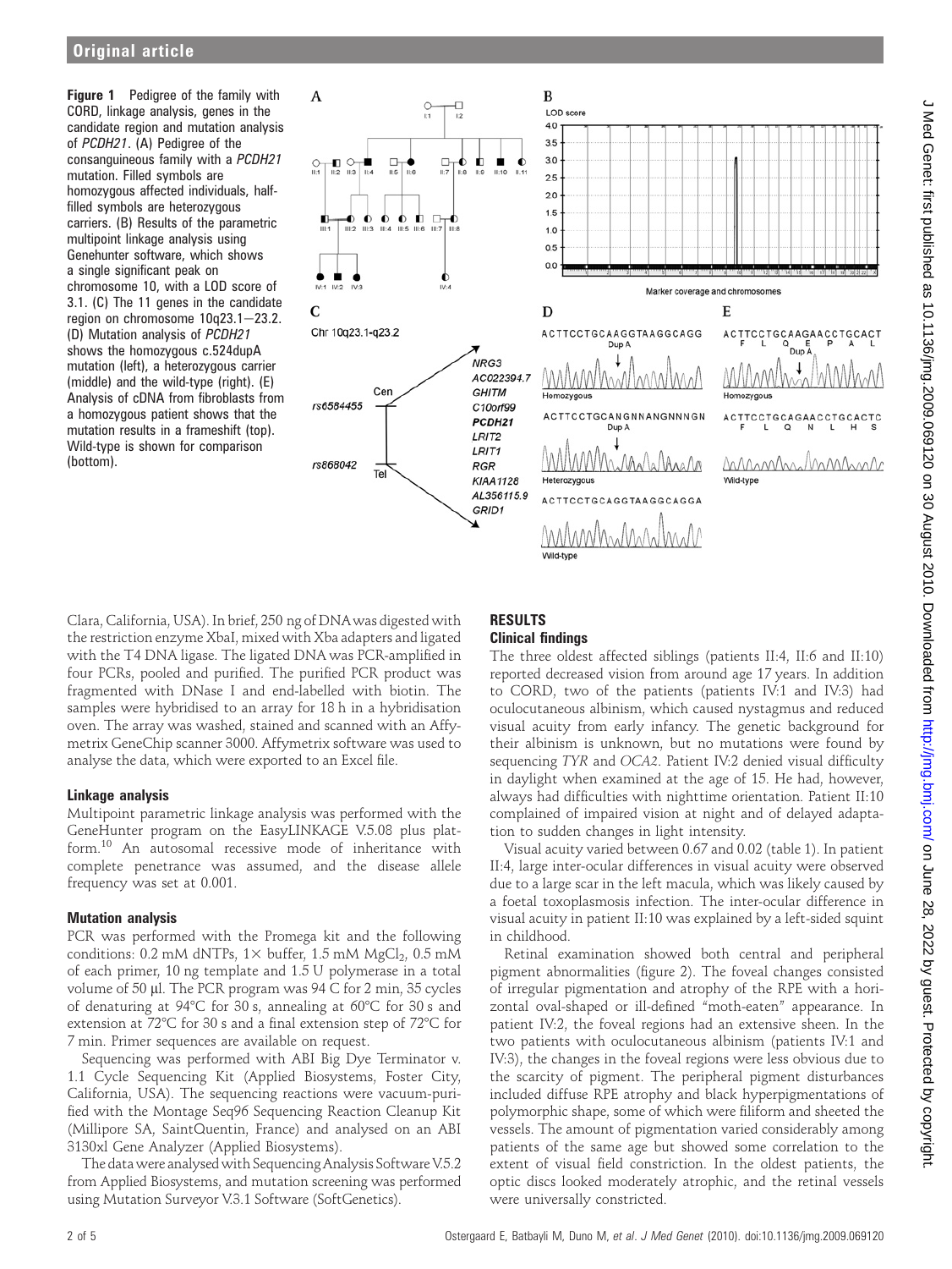**Figure 1** Pedigree of the family with CORD, linkage analysis, genes in the candidate region and mutation analysis of *PCDH21*. (A) Pedigree of the consanguineous family with a *PCDH21* mutation. Filled symbols are homozygous affected individuals, half-filled symbols are heterozygous carriers. (B) Results of the parametric multipoint linkage analysis using Genehunter software, which shows a single significant peak on chromosome 10, with a LOD score of 3.1. (C) The 11 genes in the candidate region on chromosome 10q23.1−23.2. (D) Mutation analysis of *PCDH21* shows the homozygous c.524dupA mutation (left), a heterozygous carrier (middle) and the wild-type (right). (E) Analysis of cDNA from fibroblasts from a homozygous patient shows that the mutation results in a frameshift (top). Wild-type is shown for comparison (bottom).

Clara, California, USA). In brief, 250 ng of DNA was digested with the restriction enzyme XbaI, mixed with Xba adapters and ligated with the T4 DNA ligase. The ligated DNA was PCR-amplified in four PCRs, pooled and purified. The purified PCR product was fragmented with DNase I and end-labelled with biotin. The samples were hybridised to an array for 18 h in a hybridisation oven. The array was washed, stained and scanned with an Affymetrix GeneChip scanner 3000. Affymetrix software was used to analyse the data, which were exported to an Excel file.

### Linkage analysis

Multipoint parametric linkage analysis was performed with the GeneHunter program on the EasyLINKAGE V.5.08 plus platform.[10] An autosomal recessive mode of inheritance with complete penetrance was assumed, and the disease allele frequency was set at 0.001.

### Mutation analysis

PCR was performed with the Promega kit and the following conditions: 0.2 mM dNTPs, 1× buffer, 1.5 mM $MgCl_2$, 0.5 mM of each primer, 10 ng template and 1.5 U polymerase in a total volume of 50 μl. The PCR program was 94 C for 2 min, 35 cycles of denaturing at 94°C for 30 s, annealing at 60°C for 30 s and extension at 72°C for 30 s and a final extension step of 72°C for 7 min. Primer sequences are available on request.

Sequencing was performed with ABI Big Dye Terminator v. 1.1 Cycle Sequencing Kit (Applied Biosystems, Foster City, California, USA). The sequencing reactions were vacuum-purified with the Montage Seq96 Sequencing Reaction Cleanup Kit (Millipore SA, SaintQuentin, France) and analysed on an ABI 3130xl Gene Analyzer (Applied Biosystems).

The data were analysed with Sequencing Analysis Software V.5.2 from Applied Biosystems, and mutation screening was performed using Mutation Surveyor V.3.1 Software (SoftGenetics).

## RESULTS

### Clinical findings

The three oldest affected siblings (patients II:4, II:6 and II:10) reported decreased vision from around age 17 years. In addition to CORD, two of the patients (patients IV:1 and IV:3) had oculocutaneous albinism, which caused nystagmus and reduced visual acuity from early infancy. The genetic background for their albinism is unknown, but no mutations were found by sequencing *TYR* and *OCA2*. Patient IV:2 denied visual difficulty in daylight when examined at the age of 15. He had, however, always had difficulties with nighttime orientation. Patient II:10 complained of impaired vision at night and of delayed adaptation to sudden changes in light intensity.

Visual acuity varied between 0.67 and 0.02 (table 1). In patient II:4, large inter-ocular differences in visual acuity were observed due to a large scar in the left macula, which was likely caused by a foetal toxoplasmosis infection. The inter-ocular difference in visual acuity in patient II:10 was explained by a left-sided squint in childhood.

Retinal examination showed both central and peripheral pigment abnormalities (figure 2). The foveal changes consisted of irregular pigmentation and atrophy of the RPE with a horizontal oval-shaped or ill-defined "moth-eaten" appearance. In patient IV:2, the foveal regions had an extensive sheen. In the two patients with oculocutaneous albinism (patients IV:1 and IV:3), the changes in the foveal regions were less obvious due to the scarcity of pigment. The peripheral pigment disturbances included diffuse RPE atrophy and black hyperpigmentations of polymorphic shape, some of which were filiform and sheeted the vessels. The amount of pigmentation varied considerably among patients of the same age but showed some correlation to the extent of visual field constriction. In the oldest patients, the optic discs looked moderately atrophic, and the retinal vessels were universally constricted.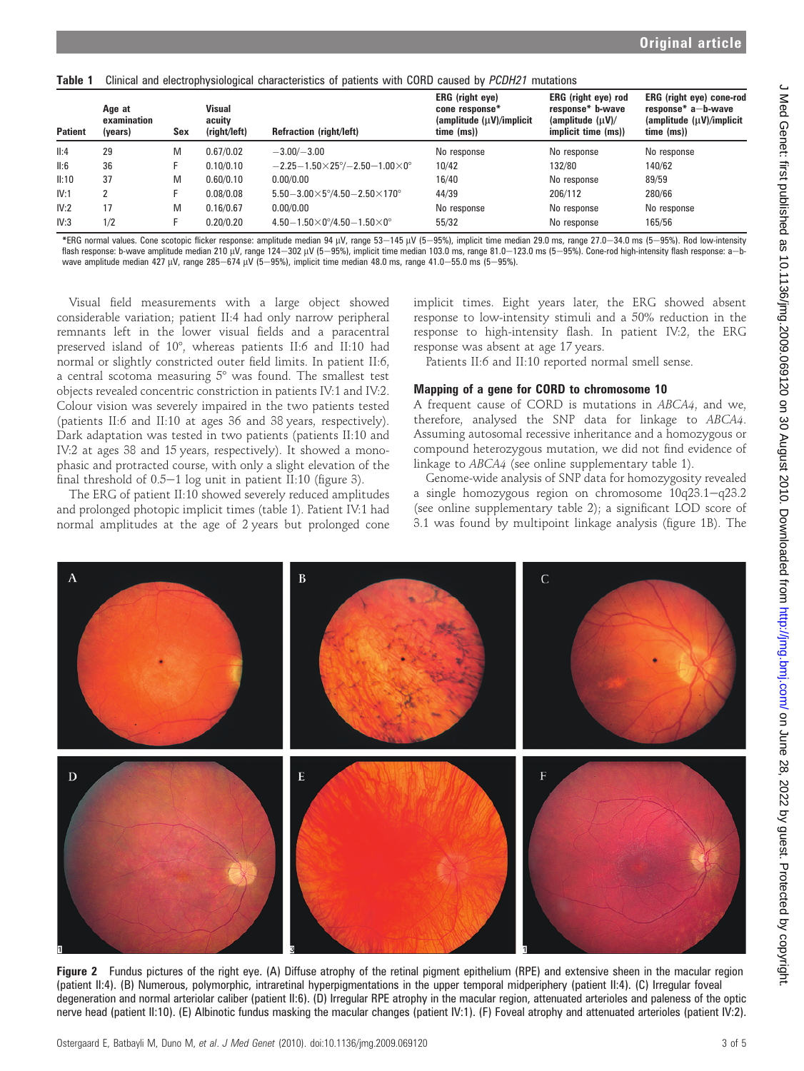**Table 1** Clinical and electrophysiological characteristics of patients with CORD caused by *PCDH21* mutations

| Patient | Age at examination (years) | Sex | Visual acuity (right/left) | Refraction (right/left) | ERG (right eye) cone response* (amplitude (µV)/implicit time (ms)) | ERG (right eye) rod response* b-wave (amplitude (µV)/ implicit time (ms)) | ERG (right eye) cone-rod response* a−b-wave (amplitude (µV)/implicit time (ms)) |
|---|---|---|---|---|---|---|---|
| II:4 | 29 | M | 0.67/0.02 | −3.00/−3.00 | No response | No response | No response |
| II:6 | 36 | F | 0.10/0.10 | −2.25−1.50×25°/−2.50−1.00×0° | 10/42 | 132/80 | 140/62 |
| II:10 | 37 | M | 0.60/0.10 | 0.00/0.00 | 16/40 | No response | 89/59 |
| IV:1 | 2 | F | 0.08/0.08 | 5.50−3.00×5°/4.50−2.50×170° | 44/39 | 206/112 | 280/66 |
| IV:2 | 17 | M | 0.16/0.67 | 0.00/0.00 | No response | No response | No response |
| IV:3 | 1/2 | F | 0.20/0.20 | 4.50−1.50×0°/4.50−1.50×0° | 55/32 | No response | 165/56 |

*ERG normal values. Cone scotopic flicker response: amplitude median 94 µV, range 53−145 µV (5−95%), implicit time median 29.0 ms, range 27.0−34.0 ms (5−95%). Rod low-intensity flash response: b-wave amplitude median 210 µV, range 124−302 µV (5−95%), implicit time median 103.0 ms, range 81.0−123.0 ms (5−95%). Cone-rod high-intensity flash response: a−b-wave amplitude median 427 µV, range 285−674 µV (5−95%), implicit time median 48.0 ms, range 41.0−55.0 ms (5−95%).

Visual field measurements with a large object showed considerable variation; patient II:4 had only narrow peripheral remnants left in the lower visual fields and a paracentral preserved island of 10°, whereas patients II:6 and II:10 had normal or slightly constricted outer field limits. In patient II:6, a central scotoma measuring 5° was found. The smallest test objects revealed concentric constriction in patients IV:1 and IV:2. Colour vision was severely impaired in the two patients tested (patients II:6 and II:10 at ages 36 and 38 years, respectively). Dark adaptation was tested in two patients (patients II:10 and IV:2 at ages 38 and 15 years, respectively). It showed a monophasic and protracted course, with only a slight elevation of the final threshold of 0.5−1 log unit in patient II:10 (figure 3).

The ERG of patient II:10 showed severely reduced amplitudes and prolonged photopic implicit times (table 1). Patient IV:1 had normal amplitudes at the age of 2 years but prolonged cone implicit times. Eight years later, the ERG showed absent response to low-intensity stimuli and a 50% reduction in the response to high-intensity flash. In patient IV:2, the ERG response was absent at age 17 years.

Patients II:6 and II:10 reported normal smell sense.

### Mapping of a gene for CORD to chromosome 10

A frequent cause of CORD is mutations in *ABCA4*, and we, therefore, analysed the SNP data for linkage to *ABCA4*. Assuming autosomal recessive inheritance and a homozygous or compound heterozygous mutation, we did not find evidence of linkage to *ABCA4* (see online supplementary table 1).

Genome-wide analysis of SNP data for homozygosity revealed a single homozygous region on chromosome 10q23.1−q23.2 (see online supplementary table 2); a significant LOD score of 3.1 was found by multipoint linkage analysis (figure 1B). The

**Figure 2** Fundus pictures of the right eye. (A) Diffuse atrophy of the retinal pigment epithelium (RPE) and extensive sheen in the macular region (patient II:4). (B) Numerous, polymorphic, intraretinal hyperpigmentations in the upper temporal midperiphery (patient II:4). (C) Irregular foveal degeneration and normal arteriolar caliber (patient II:6). (D) Irregular RPE atrophy in the macular region, attenuated arterioles and paleness of the optic nerve head (patient II:10). (E) Albinotic fundus masking the macular changes (patient IV:1). (F) Foveal atrophy and attenuated arterioles (patient IV:2).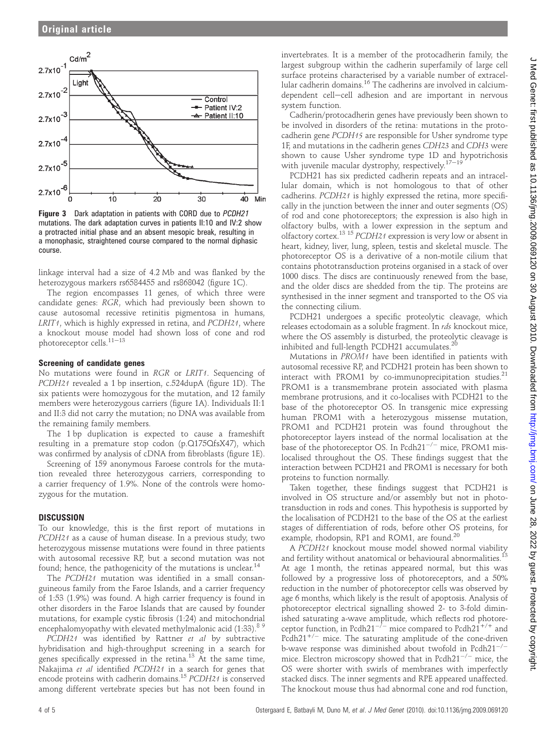Figure 3 Dark adaptation in patients with CORD due to *PCDH21* mutations. The dark adaptation curves in patients II:10 and IV:2 show a protracted initial phase and an absent mesopic break, resulting in a monophasic, straightened course compared to the normal diphasic course.

linkage interval had a size of 4.2 Mb and was flanked by the heterozygous markers rs6584455 and rs868042 (figure 1C).

The region encompasses 11 genes, of which three were candidate genes: *RGR*, which had previously been shown to cause autosomal recessive retinitis pigmentosa in humans, *LRIT1*, which is highly expressed in retina, and *PCDH21*, where a knockout mouse model had shown loss of cone and rod photoreceptor cells.[11–13]

### Screening of candidate genes

No mutations were found in *RGR* or *LRIT1*. Sequencing of *PCDH21* revealed a 1 bp insertion, c.524dupA (figure 1D). The six patients were homozygous for the mutation, and 12 family members were heterozygous carriers (figure 1A). Individuals II:1 and II:3 did not carry the mutation; no DNA was available from the remaining family members.

The 1 bp duplication is expected to cause a frameshift resulting in a premature stop codon (p.Q175QfsX47), which was confirmed by analysis of cDNA from fibroblasts (figure 1E).

Screening of 159 anonymous Faroese controls for the mutation revealed three heterozygous carriers, corresponding to a carrier frequency of 1.9%. None of the controls were homozygous for the mutation.

## DISCUSSION

To our knowledge, this is the first report of mutations in *PCDH21* as a cause of human disease. In a previous study, two heterozygous missense mutations were found in three patients with autosomal recessive RP, but a second mutation was not found; hence, the pathogenicity of the mutations is unclear.[14]

The *PCDH21* mutation was identified in a small consanguineous family from the Faroe Islands, and a carrier frequency of 1:53 (1.9%) was found. A high carrier frequency is found in other disorders in the Faroe Islands that are caused by founder mutations, for example cystic fibrosis (1:24) and mitochondrial encephalomyopathy with elevated methylmalonic acid (1:33).[8 9]

*PCDH21* was identified by Rattner *et al* by subtractive hybridisation and high-throughput screening in a search for genes specifically expressed in the retina.[13] At the same time, Nakajima *et al* identified *PCDH21* in a search for genes that encode proteins with cadherin domains.[15] *PCDH21* is conserved among different vertebrate species but has not been found in invertebrates. It is a member of the protocadherin family, the largest subgroup within the cadherin superfamily of large cell surface proteins characterised by a variable number of extracellular cadherin domains.[16] The cadherins are involved in calcium-dependent cell–cell adhesion and are important in nervous system function.

Cadherin/protocadherin genes have previously been shown to be involved in disorders of the retina: mutations in the protocadherin gene *PCDH15* are responsible for Usher syndrome type 1F, and mutations in the cadherin genes *CDH23* and *CDH3* were shown to cause Usher syndrome type 1D and hypotrichosis with juvenile macular dystrophy, respectively.[17–19]

PCDH21 has six predicted cadherin repeats and an intracellular domain, which is not homologous to that of other cadherins. *PCDH21* is highly expressed the retina, more specifically in the junction between the inner and outer segments (OS) of rod and cone photoreceptors; the expression is also high in olfactory bulbs, with a lower expression in the septum and olfactory cortex.[13 15] *PCDH21* expression is very low or absent in heart, kidney, liver, lung, spleen, testis and skeletal muscle. The photoreceptor OS is a derivative of a non-motile cilium that contains phototransduction proteins organised in a stack of over 1000 discs. The discs are continuously renewed from the base, and the older discs are shedded from the tip. The proteins are synthesised in the inner segment and transported to the OS via the connecting cilium.

PCDH21 undergoes a specific proteolytic cleavage, which releases ectodomain as a soluble fragment. In *rds* knockout mice, where the OS assembly is disturbed, the proteolytic cleavage is inhibited and full-length PCDH21 accumulates.[20]

Mutations in *PROM1* have been identified in patients with autosomal recessive RP, and PCDH21 protein has been shown to interact with PROM1 by co-immunoprecipitation studies.[21] PROM1 is a transmembrane protein associated with plasma membrane protrusions, and it co-localises with PCDH21 to the base of the photoreceptor OS. In transgenic mice expressing human PROM1 with a heterozygous missense mutation, PROM1 and PCDH21 protein was found throughout the photoreceptor layers instead of the normal localisation at the base of the photoreceptor OS. In Pcdh21$^{-/-}$ mice, PROM1 mislocalised throughout the OS. These findings suggest that the interaction between PCDH21 and PROM1 is necessary for both proteins to function normally.

Taken together, these findings suggest that PCDH21 is involved in OS structure and/or assembly but not in phototransduction in rods and cones. This hypothesis is supported by the localisation of PCDH21 to the base of the OS at the earliest stages of differentiation of rods, before other OS proteins, for example, rhodopsin, RP1 and ROM1, are found.[20]

A *PCDH21* knockout mouse model showed normal viability and fertility without anatomical or behavioural abnormalities.[13] At age 1 month, the retinas appeared normal, but this was followed by a progressive loss of photoreceptors, and a 50% reduction in the number of photoreceptor cells was observed by age 6 months, which likely is the result of apoptosis. Analysis of photoreceptor electrical signalling showed 2- to 3-fold diminished saturating a-wave amplitude, which reflects rod photoreceptor function, in Pcdh21$^{-/-}$ mice compared to Pcdh21$^{+/+}$ and Pcdh21$^{+/-}$ mice. The saturating amplitude of the cone-driven b-wave response was diminished about twofold in Pcdh21$^{-/-}$ mice. Electron microscopy showed that in Pcdh21$^{-/-}$ mice, the OS were shorter with swirls of membranes with imperfectly stacked discs. The inner segments and RPE appeared unaffected. The knockout mouse thus had abnormal cone and rod function,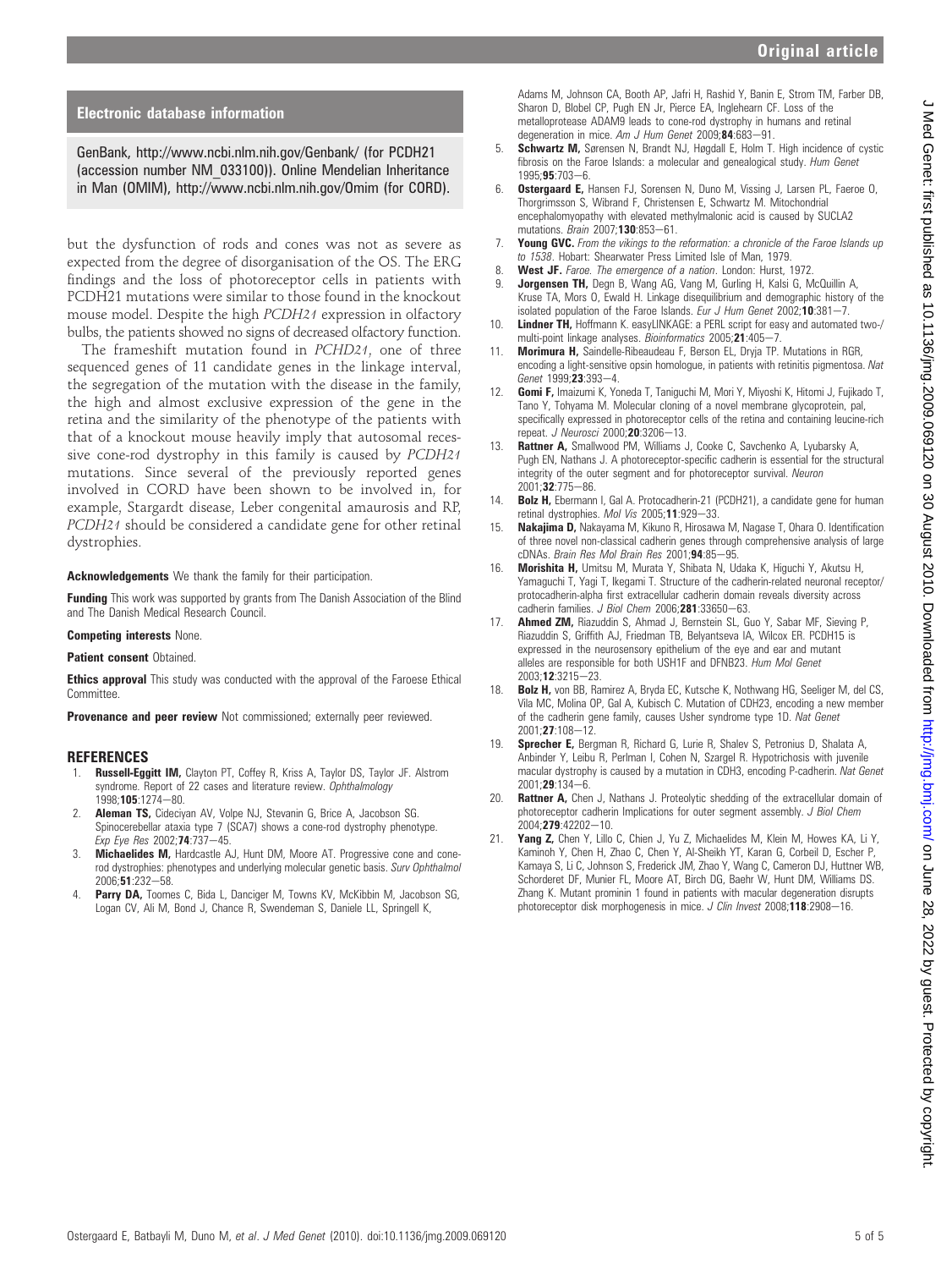## Electronic database information

GenBank, http://www.ncbi.nlm.nih.gov/Genbank/ (for PCDH21 (accession number NM_033100)). Online Mendelian Inheritance in Man (OMIM), http://www.ncbi.nlm.nih.gov/Omim (for CORD).

but the dysfunction of rods and cones was not as severe as expected from the degree of disorganisation of the OS. The ERG findings and the loss of photoreceptor cells in patients with PCDH21 mutations were similar to those found in the knockout mouse model. Despite the high *PCDH21* expression in olfactory bulbs, the patients showed no signs of decreased olfactory function.

The frameshift mutation found in *PCHD21*, one of three sequenced genes of 11 candidate genes in the linkage interval, the segregation of the mutation with the disease in the family, the high and almost exclusive expression of the gene in the retina and the similarity of the phenotype of the patients with that of a knockout mouse heavily imply that autosomal recessive cone-rod dystrophy in this family is caused by *PCDH21* mutations. Since several of the previously reported genes involved in CORD have been shown to be involved in, for example, Stargardt disease, Leber congenital amaurosis and RP, *PCDH21* should be considered a candidate gene for other retinal dystrophies.

**Acknowledgements** We thank the family for their participation.

**Funding** This work was supported by grants from The Danish Association of the Blind and The Danish Medical Research Council.

**Competing interests** None.

**Patient consent** Obtained.

**Ethics approval** This study was conducted with the approval of the Faroese Ethical Committee.

**Provenance and peer review** Not commissioned; externally peer reviewed.

## REFERENCES

1. **Russell-Eggitt IM,** Clayton PT, Coffey R, Kriss A, Taylor DS, Taylor JF. Alstrom syndrome. Report of 22 cases and literature review. *Ophthalmology* 1998;**105**:1274–80.
2. **Aleman TS,** Cideciyan AV, Volpe NJ, Stevanin G, Brice A, Jacobson SG. Spinocerebellar ataxia type 7 (SCA7) shows a cone-rod dystrophy phenotype. *Exp Eye Res* 2002;**74**:737–45.
3. **Michaelides M,** Hardcastle AJ, Hunt DM, Moore AT. Progressive cone and cone-rod dystrophies: phenotypes and underlying molecular genetic basis. *Surv Ophthalmol* 2006;**51**:232–58.
4. **Parry DA,** Toomes C, Bida L, Danciger M, Towns KV, McKibbin M, Jacobson SG, Logan CV, Ali M, Bond J, Chance R, Swendeman S, Daniele LL, Springell K, Adams M, Johnson CA, Booth AP, Jafri H, Rashid Y, Banin E, Strom TM, Farber DB, Sharon D, Blobel CP, Pugh EN Jr, Pierce EA, Inglehearn CF. Loss of the metalloprotease ADAM9 leads to cone-rod dystrophy in humans and retinal degeneration in mice. *Am J Hum Genet* 2009;**84**:683–91.
5. **Schwartz M,** Sørensen N, Brandt NJ, Høgdall E, Holm T. High incidence of cystic fibrosis on the Faroe Islands: a molecular and genealogical study. *Hum Genet* 1995;**95**:703–6.
6. **Ostergaard E,** Hansen FJ, Sorensen N, Duno M, Vissing J, Larsen PL, Faeroe O, Thorgrimsson S, Wibrand F, Christensen E, Schwartz M. Mitochondrial encephalomyopathy with elevated methylmalonic acid is caused by SUCLA2 mutations. *Brain* 2007;**130**:853–61.
7. **Young GVC.** *From the vikings to the reformation: a chronicle of the Faroe Islands up to 1538*. Hobart: Shearwater Press Limited Isle of Man, 1979.
8. **West JF.** *Faroe. The emergence of a nation*. London: Hurst, 1972.
9. **Jorgensen TH,** Degn B, Wang AG, Vang M, Gurling H, Kalsi G, McQuillin A, Kruse TA, Mors O, Ewald H. Linkage disequilibrium and demographic history of the isolated population of the Faroe Islands. *Eur J Hum Genet* 2002;**10**:381–7.
10. **Lindner TH,** Hoffmann K. easyLINKAGE: a PERL script for easy and automated two-/multi-point linkage analyses. *Bioinformatics* 2005;**21**:405–7.
11. **Morimura H,** Saindelle-Ribeaudeau F, Berson EL, Dryja TP. Mutations in RGR, encoding a light-sensitive opsin homologue, in patients with retinitis pigmentosa. *Nat Genet* 1999;**23**:393–4.
12. **Gomi F,** Imaizumi K, Yoneda T, Taniguchi M, Mori Y, Miyoshi K, Hitomi J, Fujikado T, Tano Y, Tohyama M. Molecular cloning of a novel membrane glycoprotein, pal, specifically expressed in photoreceptor cells of the retina and containing leucine-rich repeat. *J Neurosci* 2000;**20**:3206–13.
13. **Rattner A,** Smallwood PM, Williams J, Cooke C, Savchenko A, Lyubarsky A, Pugh EN, Nathans J. A photoreceptor-specific cadherin is essential for the structural integrity of the outer segment and for photoreceptor survival. *Neuron* 2001;**32**:775–86.
14. **Bolz H,** Ebermann I, Gal A. Protocadherin-21 (PCDH21), a candidate gene for human retinal dystrophies. *Mol Vis* 2005;**11**:929–33.
15. **Nakajima D,** Nakayama M, Kikuno R, Hirosawa M, Nagase T, Ohara O. Identification of three novel non-classical cadherin genes through comprehensive analysis of large cDNAs. *Brain Res Mol Brain Res* 2001;**94**:85–95.
16. **Morishita H,** Umitsu M, Murata Y, Shibata N, Udaka K, Higuchi Y, Akutsu H, Yamaguchi T, Yagi T, Ikegami T. Structure of the cadherin-related neuronal receptor/protocadherin-alpha first extracellular cadherin domain reveals diversity across cadherin families. *J Biol Chem* 2006;**281**:33650–63.
17. **Ahmed ZM,** Riazuddin S, Ahmad J, Bernstein SL, Guo Y, Sabar MF, Sieving P, Riazuddin S, Griffith AJ, Friedman TB, Belyantseva IA, Wilcox ER. PCDH15 is expressed in the neurosensory epithelium of the eye and ear and mutant alleles are responsible for both USH1F and DFNB23. *Hum Mol Genet* 2003;**12**:3215–23.
18. **Bolz H,** von BB, Ramirez A, Bryda EC, Kutsche K, Nothwang HG, Seeliger M, del CS, Vila MC, Molina OP, Gal A, Kubisch C. Mutation of CDH23, encoding a new member of the cadherin gene family, causes Usher syndrome type 1D. *Nat Genet* 2001;**27**:108–12.
19. **Sprecher E,** Bergman R, Richard G, Lurie R, Shalev S, Petronius D, Shalata A, Anbinder Y, Leibu R, Perlman I, Cohen N, Szargel R. Hypotrichosis with juvenile macular dystrophy is caused by a mutation in CDH3, encoding P-cadherin. *Nat Genet* 2001;**29**:134–6.
20. **Rattner A,** Chen J, Nathans J. Proteolytic shedding of the extracellular domain of photoreceptor cadherin Implications for outer segment assembly. *J Biol Chem* 2004;**279**:42202–10.
21. **Yang Z,** Chen Y, Lillo C, Chien J, Yu Z, Michaelides M, Klein M, Howes KA, Li Y, Kaminoh Y, Chen H, Zhao C, Chen Y, Al-Sheikh YT, Karan G, Corbeil D, Escher P, Kamaya S, Li C, Johnson S, Frederick JM, Zhao Y, Wang C, Cameron DJ, Huttner WB, Schorderet DF, Munier FL, Moore AT, Birch DG, Baehr W, Hunt DM, Williams DS. Zhang K. Mutant prominin 1 found in patients with macular degeneration disrupts photoreceptor disk morphogenesis in mice. *J Clin Invest* 2008;**118**:2908–16.